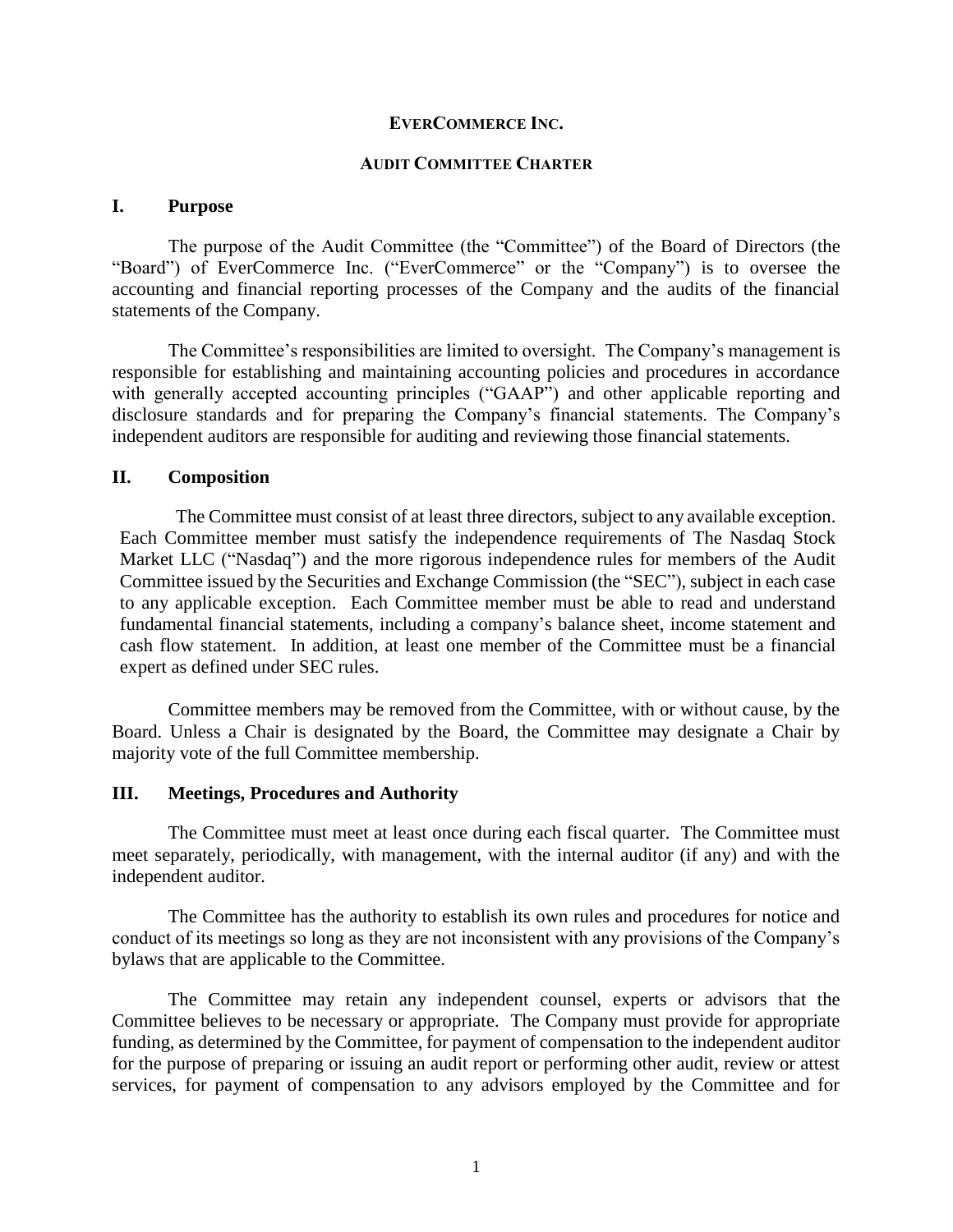# EVERCOMMERCE INC.

## AUDIT COMMITTEE CHARTER

### I. Purpose

The purpose of the Audit Committee (the "Committee") of the Board of Directors (the "Board") of EverCommerce Inc. ("EverCommerce" or the "Company") is to oversee the accounting and financial reporting processes of the Company and the audits of the financial statements of the Company.

The Committee's responsibilities are limited to oversight. The Company's management is responsible for establishing and maintaining accounting policies and procedures in accordance with generally accepted accounting principles ("GAAP") and other applicable reporting and disclosure standards and for preparing the Company's financial statements. The Company's independent auditors are responsible for auditing and reviewing those financial statements.

### II. Composition

The Committee must consist of at least three directors, subject to any available exception. Each Committee member must satisfy the independence requirements of The Nasdaq Stock Market LLC ("Nasdaq") and the more rigorous independence rules for members of the Audit Committee issued by the Securities and Exchange Commission (the "SEC"), subject in each case to any applicable exception. Each Committee member must be able to read and understand fundamental financial statements, including a company's balance sheet, income statement and cash flow statement. In addition, at least one member of the Committee must be a financial expert as defined under SEC rules.

Committee members may be removed from the Committee, with or without cause, by the Board. Unless a Chair is designated by the Board, the Committee may designate a Chair by majority vote of the full Committee membership.

### III. Meetings, Procedures and Authority

The Committee must meet at least once during each fiscal quarter. The Committee must meet separately, periodically, with management, with the internal auditor (if any) and with the independent auditor.

The Committee has the authority to establish its own rules and procedures for notice and conduct of its meetings so long as they are not inconsistent with any provisions of the Company's bylaws that are applicable to the Committee.

The Committee may retain any independent counsel, experts or advisors that the Committee believes to be necessary or appropriate. The Company must provide for appropriate funding, as determined by the Committee, for payment of compensation to the independent auditor for the purpose of preparing or issuing an audit report or performing other audit, review or attest services, for payment of compensation to any advisors employed by the Committee and for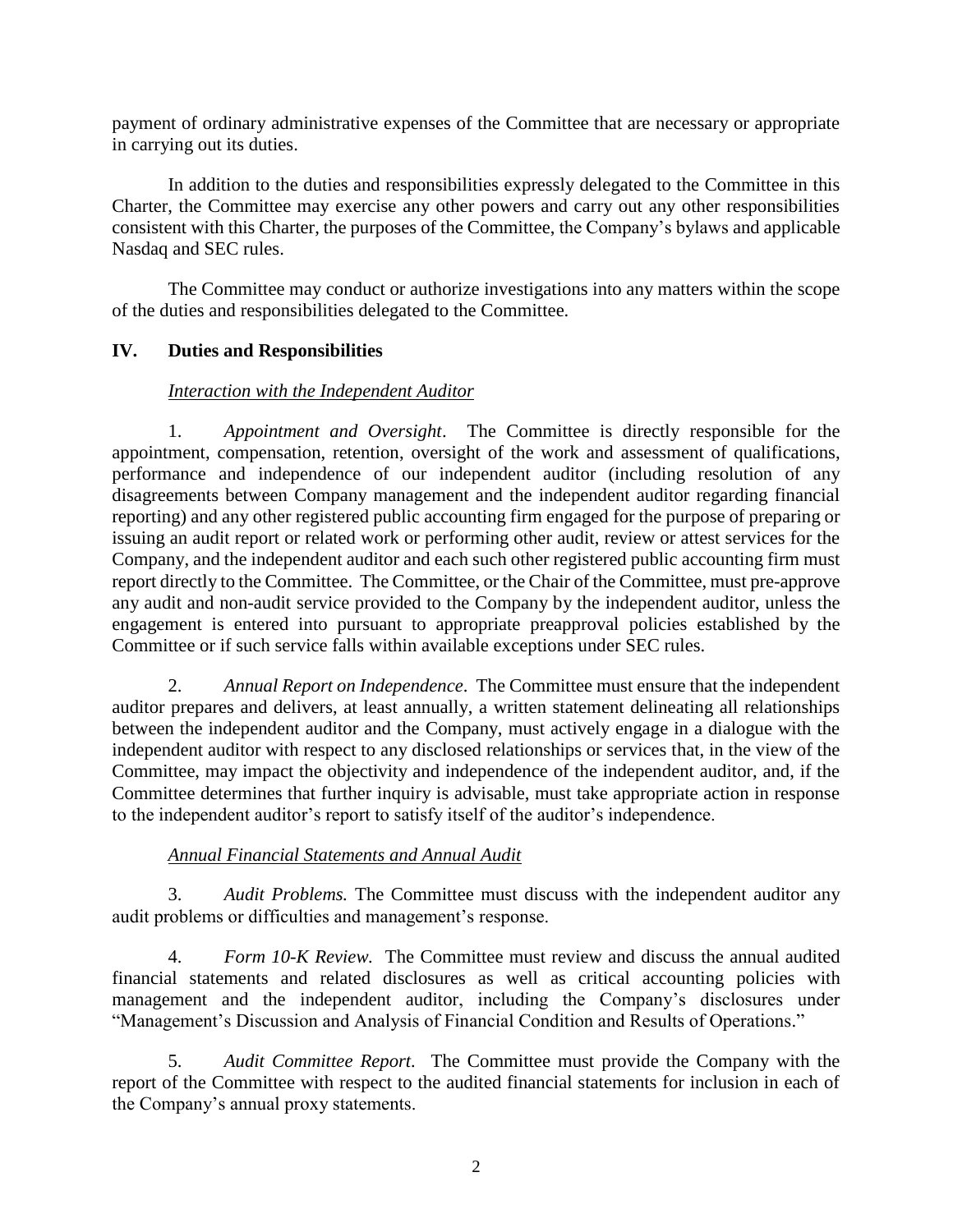payment of ordinary administrative expenses of the Committee that are necessary or appropriate in carrying out its duties.

In addition to the duties and responsibilities expressly delegated to the Committee in this Charter, the Committee may exercise any other powers and carry out any other responsibilities consistent with this Charter, the purposes of the Committee, the Company's bylaws and applicable Nasdaq and SEC rules.

The Committee may conduct or authorize investigations into any matters within the scope of the duties and responsibilities delegated to the Committee.

## IV. Duties and Responsibilities

*Interaction with the Independent Auditor*

1. *Appointment and Oversight*. The Committee is directly responsible for the appointment, compensation, retention, oversight of the work and assessment of qualifications, performance and independence of our independent auditor (including resolution of any disagreements between Company management and the independent auditor regarding financial reporting) and any other registered public accounting firm engaged for the purpose of preparing or issuing an audit report or related work or performing other audit, review or attest services for the Company, and the independent auditor and each such other registered public accounting firm must report directly to the Committee. The Committee, or the Chair of the Committee, must pre-approve any audit and non-audit service provided to the Company by the independent auditor, unless the engagement is entered into pursuant to appropriate preapproval policies established by the Committee or if such service falls within available exceptions under SEC rules.

2. *Annual Report on Independence*. The Committee must ensure that the independent auditor prepares and delivers, at least annually, a written statement delineating all relationships between the independent auditor and the Company, must actively engage in a dialogue with the independent auditor with respect to any disclosed relationships or services that, in the view of the Committee, may impact the objectivity and independence of the independent auditor, and, if the Committee determines that further inquiry is advisable, must take appropriate action in response to the independent auditor's report to satisfy itself of the auditor's independence.

*Annual Financial Statements and Annual Audit*

3. *Audit Problems.* The Committee must discuss with the independent auditor any audit problems or difficulties and management's response.

4. *Form 10-K Review.* The Committee must review and discuss the annual audited financial statements and related disclosures as well as critical accounting policies with management and the independent auditor, including the Company's disclosures under "Management's Discussion and Analysis of Financial Condition and Results of Operations."

5. *Audit Committee Report*. The Committee must provide the Company with the report of the Committee with respect to the audited financial statements for inclusion in each of the Company's annual proxy statements.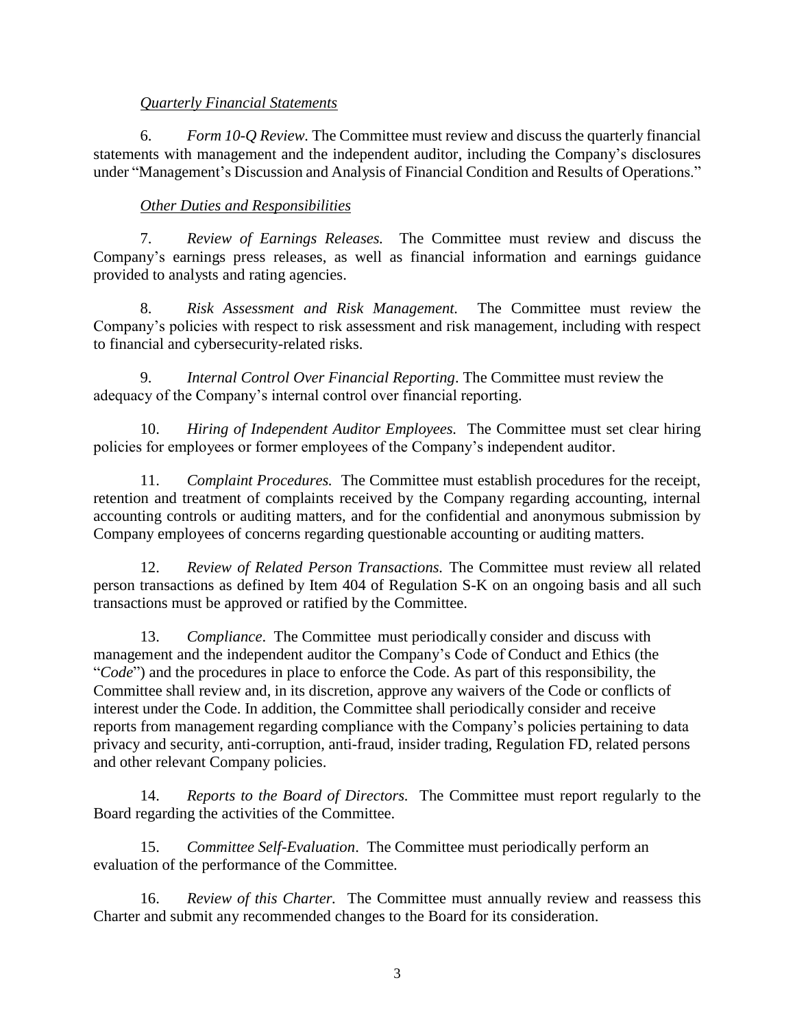*Quarterly Financial Statements*

6. *Form 10-Q Review.* The Committee must review and discuss the quarterly financial statements with management and the independent auditor, including the Company's disclosures under "Management's Discussion and Analysis of Financial Condition and Results of Operations."

*Other Duties and Responsibilities*

7. *Review of Earnings Releases.* The Committee must review and discuss the Company's earnings press releases, as well as financial information and earnings guidance provided to analysts and rating agencies.

8. *Risk Assessment and Risk Management.* The Committee must review the Company's policies with respect to risk assessment and risk management, including with respect to financial and cybersecurity-related risks.

9. *Internal Control Over Financial Reporting*. The Committee must review the adequacy of the Company's internal control over financial reporting.

10. *Hiring of Independent Auditor Employees.* The Committee must set clear hiring policies for employees or former employees of the Company's independent auditor.

11. *Complaint Procedures.* The Committee must establish procedures for the receipt, retention and treatment of complaints received by the Company regarding accounting, internal accounting controls or auditing matters, and for the confidential and anonymous submission by Company employees of concerns regarding questionable accounting or auditing matters.

12. *Review of Related Person Transactions.* The Committee must review all related person transactions as defined by Item 404 of Regulation S-K on an ongoing basis and all such transactions must be approved or ratified by the Committee.

13. *Compliance*. The Committee must periodically consider and discuss with management and the independent auditor the Company's Code of Conduct and Ethics (the "*Code*") and the procedures in place to enforce the Code. As part of this responsibility, the Committee shall review and, in its discretion, approve any waivers of the Code or conflicts of interest under the Code. In addition, the Committee shall periodically consider and receive reports from management regarding compliance with the Company's policies pertaining to data privacy and security, anti-corruption, anti-fraud, insider trading, Regulation FD, related persons and other relevant Company policies.

14. *Reports to the Board of Directors.* The Committee must report regularly to the Board regarding the activities of the Committee.

15. *Committee Self-Evaluation*. The Committee must periodically perform an evaluation of the performance of the Committee.

16. *Review of this Charter.* The Committee must annually review and reassess this Charter and submit any recommended changes to the Board for its consideration.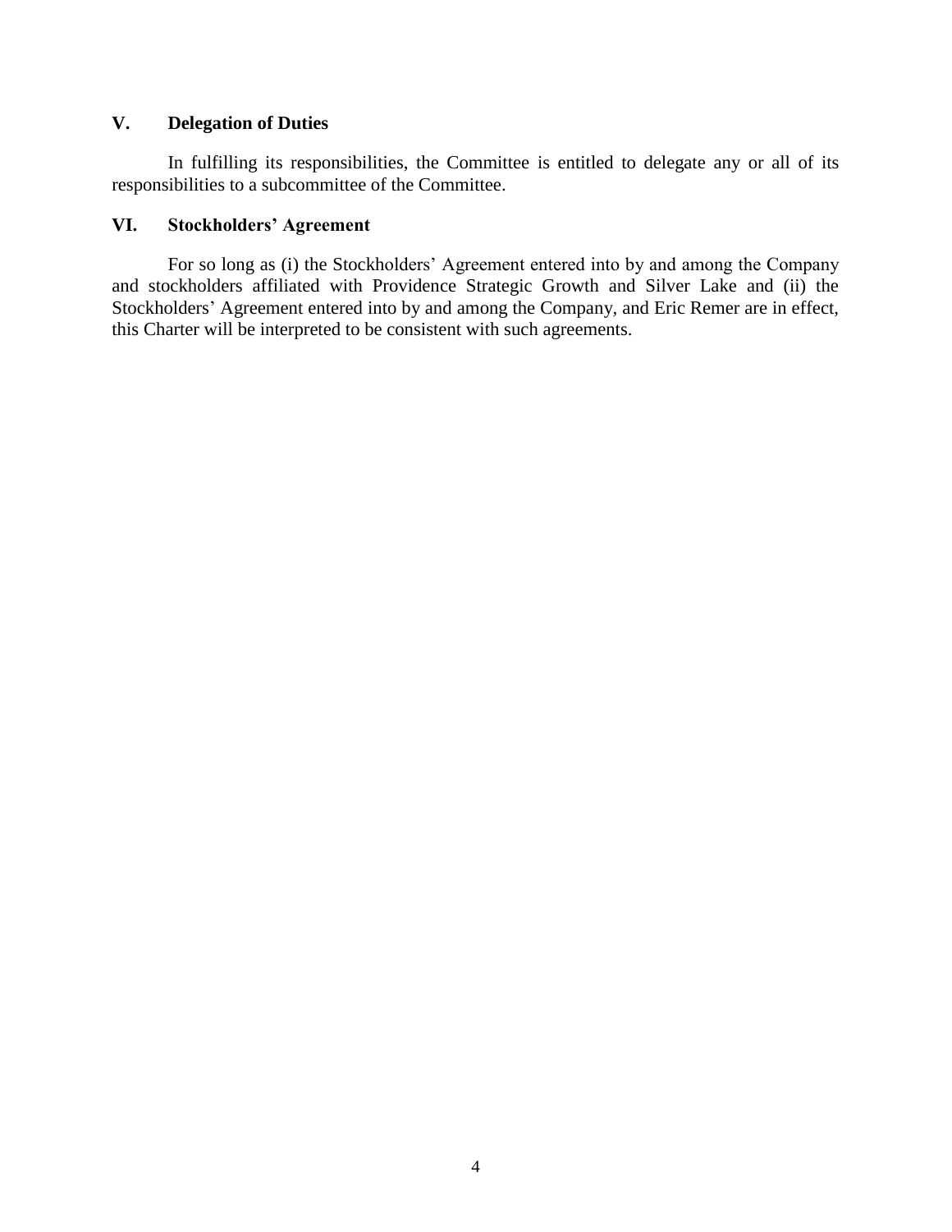## V. Delegation of Duties

In fulfilling its responsibilities, the Committee is entitled to delegate any or all of its responsibilities to a subcommittee of the Committee.

## VI. Stockholders' Agreement

For so long as (i) the Stockholders' Agreement entered into by and among the Company and stockholders affiliated with Providence Strategic Growth and Silver Lake and (ii) the Stockholders' Agreement entered into by and among the Company, and Eric Remer are in effect, this Charter will be interpreted to be consistent with such agreements.